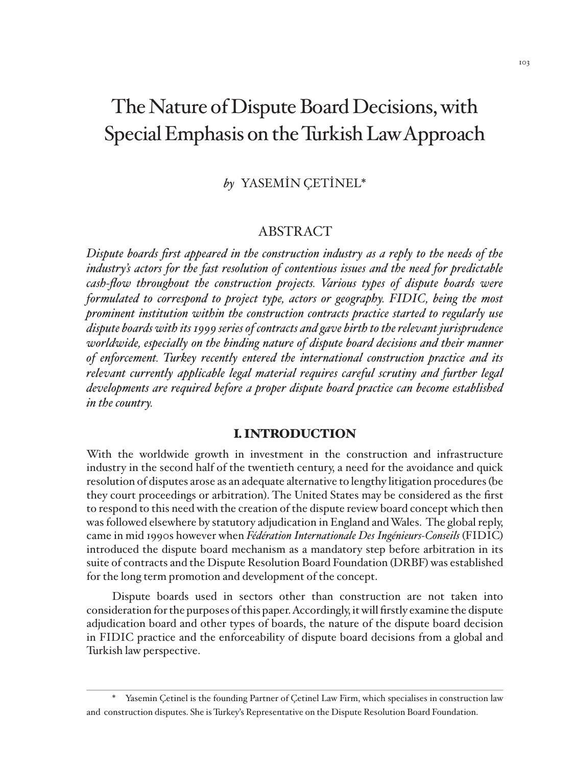# The Nature of Dispute Board Decisions, with Special Emphasis on the Turkish Law Approach

*by* YASEMİN ÇETİNEL*

## ABSTRACT

*Dispute boards first appeared in the construction industry as a reply to the needs of the industry's actors for the fast resolution of contentious issues and the need for predictable cash-flow throughout the construction projects. Various types of dispute boards were formulated to correspond to project type, actors or geography. FIDIC, being the most prominent institution within the construction contracts practice started to regularly use dispute boards with its 1999 series of contracts and gave birth to the relevant jurisprudence worldwide, especially on the binding nature of dispute board decisions and their manner of enforcement. Turkey recently entered the international construction practice and its relevant currently applicable legal material requires careful scrutiny and further legal developments are required before a proper dispute board practice can become established in the country.*

## I. INTRODUCTION

With the worldwide growth in investment in the construction and infrastructure industry in the second half of the twentieth century, a need for the avoidance and quick resolution of disputes arose as an adequate alternative to lengthy litigation procedures (be they court proceedings or arbitration). The United States may be considered as the first to respond to this need with the creation of the dispute review board concept which then was followed elsewhere by statutory adjudication in England and Wales. The global reply, came in mid 1990s however when *Fédération Internationale Des Ingénieurs-Conseils* (FIDIC) introduced the dispute board mechanism as a mandatory step before arbitration in its suite of contracts and the Dispute Resolution Board Foundation (DRBF) was established for the long term promotion and development of the concept.

Dispute boards used in sectors other than construction are not taken into consideration for the purposes of this paper. Accordingly, it will firstly examine the dispute adjudication board and other types of boards, the nature of the dispute board decision in FIDIC practice and the enforceability of dispute board decisions from a global and Turkish law perspective.

---

\* Yasemin Çetinel is the founding Partner of Çetinel Law Firm, which specialises in construction law and construction disputes. She is Turkey's Representative on the Dispute Resolution Board Foundation.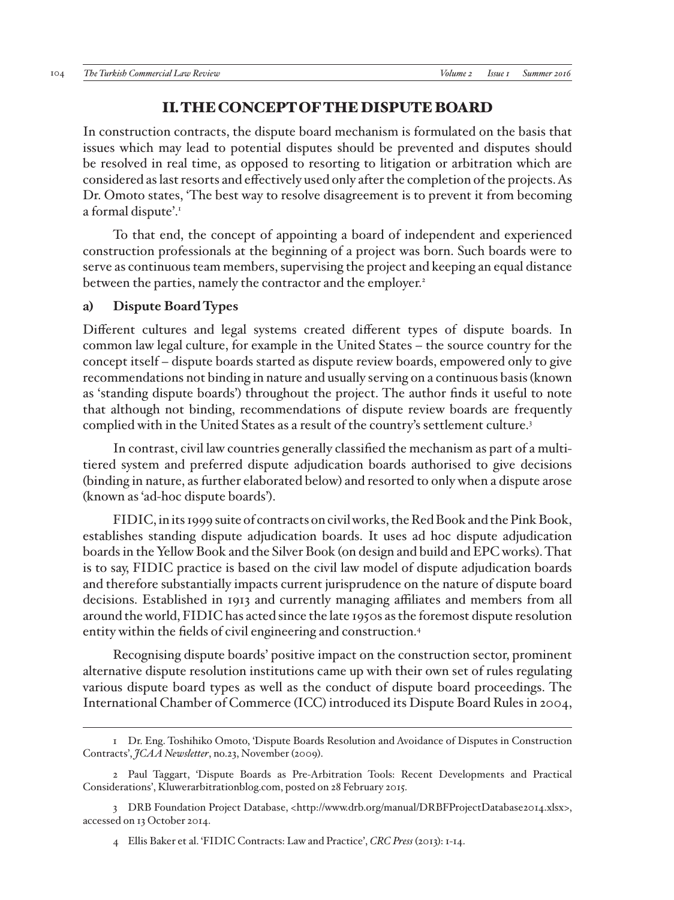## II. THE CONCEPT OF THE DISPUTE BOARD

In construction contracts, the dispute board mechanism is formulated on the basis that issues which may lead to potential disputes should be prevented and disputes should be resolved in real time, as opposed to resorting to litigation or arbitration which are considered as last resorts and effectively used only after the completion of the projects. As Dr. Omoto states, 'The best way to resolve disagreement is to prevent it from becoming a formal dispute'.[1]

To that end, the concept of appointing a board of independent and experienced construction professionals at the beginning of a project was born. Such boards were to serve as continuous team members, supervising the project and keeping an equal distance between the parties, namely the contractor and the employer.[2]

### a) Dispute Board Types

Different cultures and legal systems created different types of dispute boards. In common law legal culture, for example in the United States – the source country for the concept itself – dispute boards started as dispute review boards, empowered only to give recommendations not binding in nature and usually serving on a continuous basis (known as 'standing dispute boards') throughout the project. The author finds it useful to note that although not binding, recommendations of dispute review boards are frequently complied with in the United States as a result of the country's settlement culture.[3]

In contrast, civil law countries generally classified the mechanism as part of a multi-tiered system and preferred dispute adjudication boards authorised to give decisions (binding in nature, as further elaborated below) and resorted to only when a dispute arose (known as 'ad-hoc dispute boards').

FIDIC, in its 1999 suite of contracts on civil works, the Red Book and the Pink Book, establishes standing dispute adjudication boards. It uses ad hoc dispute adjudication boards in the Yellow Book and the Silver Book (on design and build and EPC works). That is to say, FIDIC practice is based on the civil law model of dispute adjudication boards and therefore substantially impacts current jurisprudence on the nature of dispute board decisions. Established in 1913 and currently managing affiliates and members from all around the world, FIDIC has acted since the late 1950s as the foremost dispute resolution entity within the fields of civil engineering and construction.[4]

Recognising dispute boards' positive impact on the construction sector, prominent alternative dispute resolution institutions came up with their own set of rules regulating various dispute board types as well as the conduct of dispute board proceedings. The International Chamber of Commerce (ICC) introduced its Dispute Board Rules in 2004,

---

1 Dr. Eng. Toshihiko Omoto, 'Dispute Boards Resolution and Avoidance of Disputes in Construction Contracts', *JCAA Newsletter*, no.23, November (2009).

2 Paul Taggart, 'Dispute Boards as Pre-Arbitration Tools: Recent Developments and Practical Considerations', Kluwerarbitrationblog.com, posted on 28 February 2015.

3 DRB Foundation Project Database, <http://www.drb.org/manual/DRBFProjectDatabase2014.xlsx>, accessed on 13 October 2014.

4 Ellis Baker et al. 'FIDIC Contracts: Law and Practice', *CRC Press* (2013): 1-14.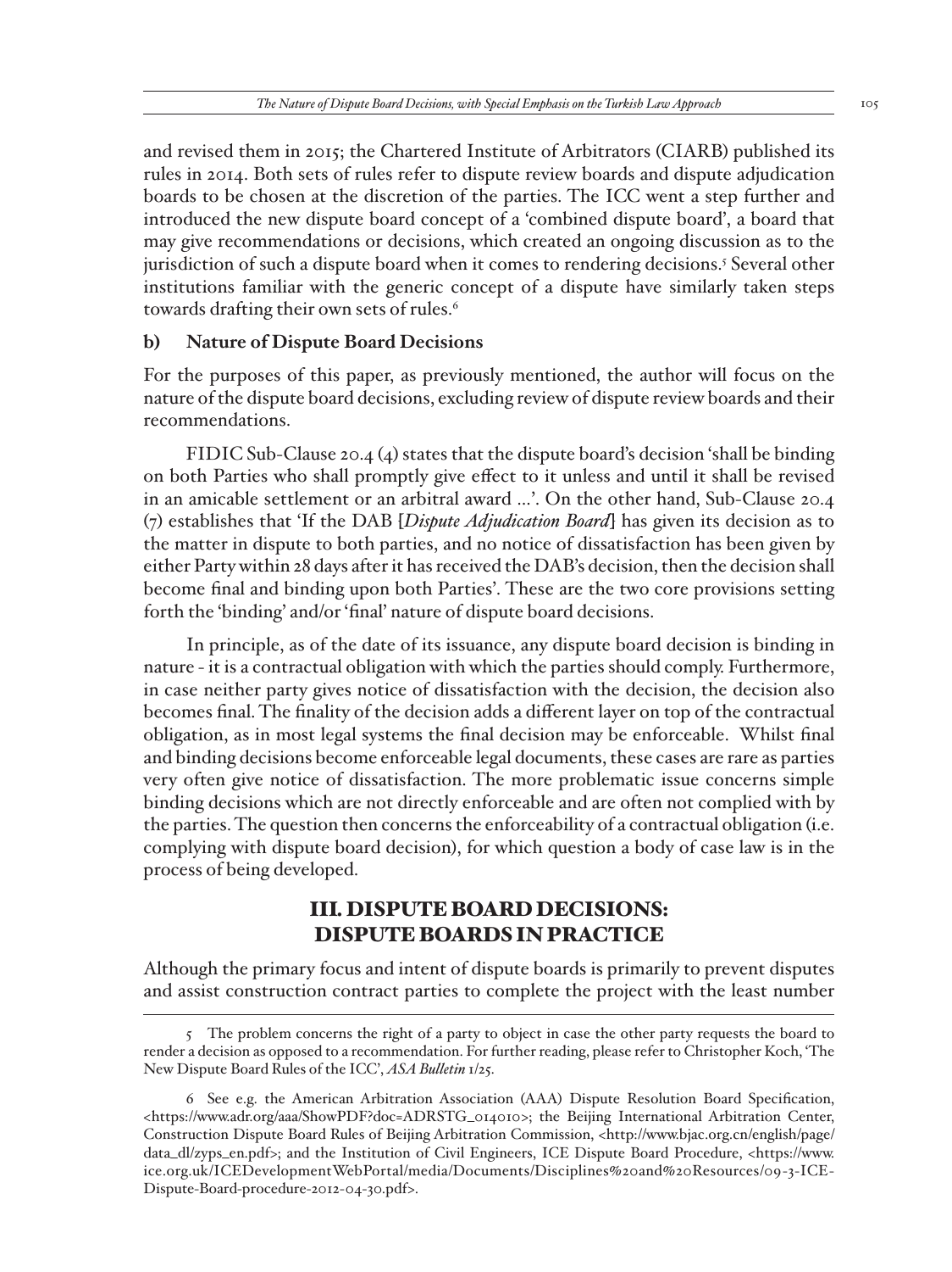and revised them in 2015; the Chartered Institute of Arbitrators (CIARB) published its rules in 2014. Both sets of rules refer to dispute review boards and dispute adjudication boards to be chosen at the discretion of the parties. The ICC went a step further and introduced the new dispute board concept of a 'combined dispute board', a board that may give recommendations or decisions, which created an ongoing discussion as to the jurisdiction of such a dispute board when it comes to rendering decisions.[5] Several other institutions familiar with the generic concept of a dispute have similarly taken steps towards drafting their own sets of rules.[6]

### b) Nature of Dispute Board Decisions

For the purposes of this paper, as previously mentioned, the author will focus on the nature of the dispute board decisions, excluding review of dispute review boards and their recommendations.

FIDIC Sub-Clause 20.4 (4) states that the dispute board's decision 'shall be binding on both Parties who shall promptly give effect to it unless and until it shall be revised in an amicable settlement or an arbitral award …'. On the other hand, Sub-Clause 20.4 (7) establishes that 'If the DAB [*Dispute Adjudication Board*] has given its decision as to the matter in dispute to both parties, and no notice of dissatisfaction has been given by either Party within 28 days after it has received the DAB's decision, then the decision shall become final and binding upon both Parties'. These are the two core provisions setting forth the 'binding' and/or 'final' nature of dispute board decisions.

In principle, as of the date of its issuance, any dispute board decision is binding in nature - it is a contractual obligation with which the parties should comply. Furthermore, in case neither party gives notice of dissatisfaction with the decision, the decision also becomes final. The finality of the decision adds a different layer on top of the contractual obligation, as in most legal systems the final decision may be enforceable. Whilst final and binding decisions become enforceable legal documents, these cases are rare as parties very often give notice of dissatisfaction. The more problematic issue concerns simple binding decisions which are not directly enforceable and are often not complied with by the parties. The question then concerns the enforceability of a contractual obligation (i.e. complying with dispute board decision), for which question a body of case law is in the process of being developed.

## III. DISPUTE BOARD DECISIONS: DISPUTE BOARDS IN PRACTICE

Although the primary focus and intent of dispute boards is primarily to prevent disputes and assist construction contract parties to complete the project with the least number

---

5 The problem concerns the right of a party to object in case the other party requests the board to render a decision as opposed to a recommendation. For further reading, please refer to Christopher Koch, 'The New Dispute Board Rules of the ICC', *ASA Bulletin* 1/25.

6 See e.g. the American Arbitration Association (AAA) Dispute Resolution Board Specification, <https://www.adr.org/aaa/ShowPDF?doc=ADRSTG_014010>; the Beijing International Arbitration Center, Construction Dispute Board Rules of Beijing Arbitration Commission, <http://www.bjac.org.cn/english/page/data_dl/zyps_en.pdf>; and the Institution of Civil Engineers, ICE Dispute Board Procedure, <https://www.ice.org.uk/ICEDevelopmentWebPortal/media/Documents/Disciplines%20and%20Resources/09-3-ICE-Dispute-Board-procedure-2012-04-30.pdf>.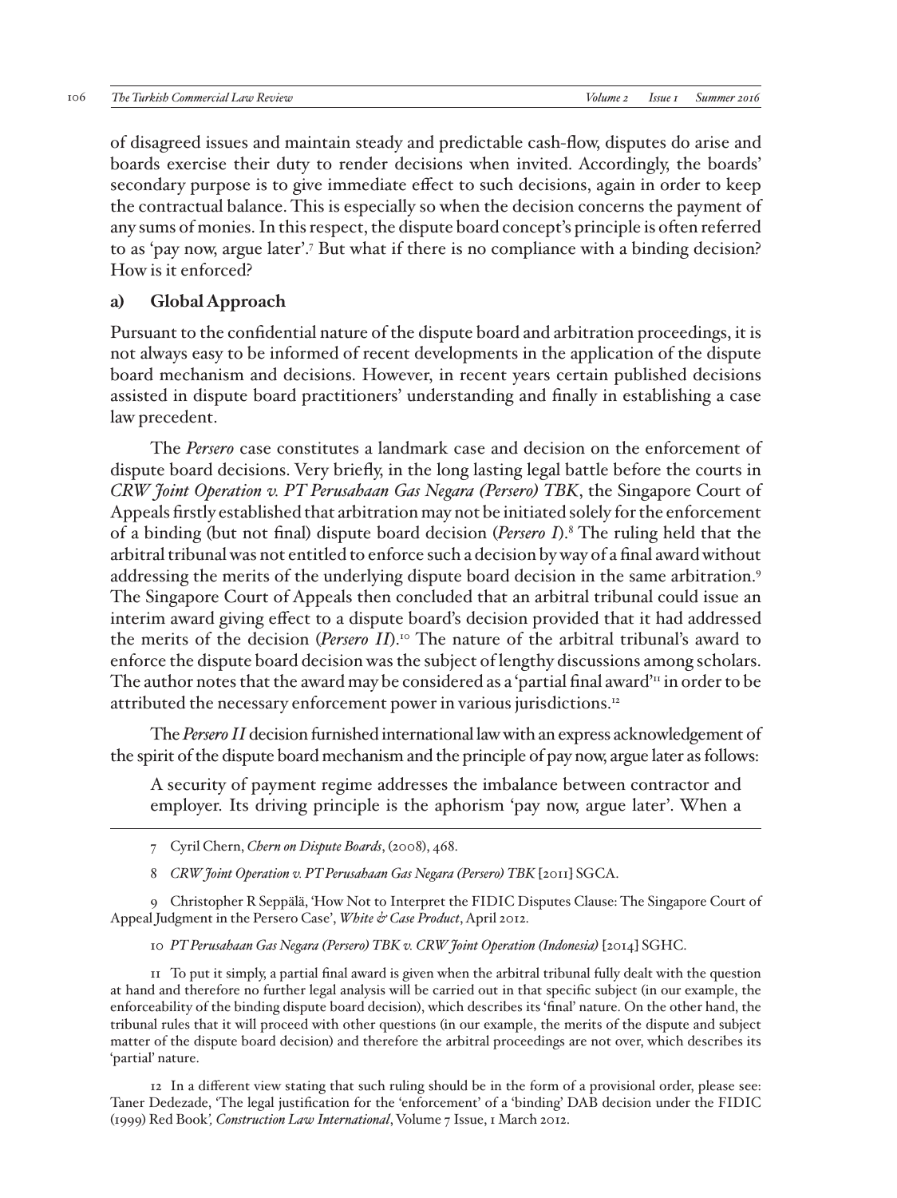of disagreed issues and maintain steady and predictable cash-flow, disputes do arise and boards exercise their duty to render decisions when invited. Accordingly, the boards' secondary purpose is to give immediate effect to such decisions, again in order to keep the contractual balance. This is especially so when the decision concerns the payment of any sums of monies. In this respect, the dispute board concept's principle is often referred to as 'pay now, argue later'.[7] But what if there is no compliance with a binding decision? How is it enforced?

### a) Global Approach

Pursuant to the confidential nature of the dispute board and arbitration proceedings, it is not always easy to be informed of recent developments in the application of the dispute board mechanism and decisions. However, in recent years certain published decisions assisted in dispute board practitioners' understanding and finally in establishing a case law precedent.

The *Persero* case constitutes a landmark case and decision on the enforcement of dispute board decisions. Very briefly, in the long lasting legal battle before the courts in *CRW Joint Operation v. PT Perusahaan Gas Negara (Persero) TBK*, the Singapore Court of Appeals firstly established that arbitration may not be initiated solely for the enforcement of a binding (but not final) dispute board decision (*Persero I*).[8] The ruling held that the arbitral tribunal was not entitled to enforce such a decision by way of a final award without addressing the merits of the underlying dispute board decision in the same arbitration.[9] The Singapore Court of Appeals then concluded that an arbitral tribunal could issue an interim award giving effect to a dispute board's decision provided that it had addressed the merits of the decision (*Persero II*).[10] The nature of the arbitral tribunal's award to enforce the dispute board decision was the subject of lengthy discussions among scholars. The author notes that the award may be considered as a 'partial final award'[11] in order to be attributed the necessary enforcement power in various jurisdictions.[12]

The *Persero II* decision furnished international law with an express acknowledgement of the spirit of the dispute board mechanism and the principle of pay now, argue later as follows:

> A security of payment regime addresses the imbalance between contractor and employer. Its driving principle is the aphorism 'pay now, argue later'. When a

---

7 Cyril Chern, *Chern on Dispute Boards*, (2008), 468.

8 *CRW Joint Operation v. PT Perusahaan Gas Negara (Persero) TBK* [2011] SGCA.

9 Christopher R Seppälä, 'How Not to Interpret the FIDIC Disputes Clause: The Singapore Court of Appeal Judgment in the Persero Case', *White & Case Product*, April 2012.

10 *PT Perusahaan Gas Negara (Persero) TBK v. CRW Joint Operation (Indonesia)* [2014] SGHC.

11 To put it simply, a partial final award is given when the arbitral tribunal fully dealt with the question at hand and therefore no further legal analysis will be carried out in that specific subject (in our example, the enforceability of the binding dispute board decision), which describes its 'final' nature. On the other hand, the tribunal rules that it will proceed with other questions (in our example, the merits of the dispute and subject matter of the dispute board decision) and therefore the arbitral proceedings are not over, which describes its 'partial' nature.

12 In a different view stating that such ruling should be in the form of a provisional order, please see: Taner Dedezade, 'The legal justification for the 'enforcement' of a 'binding' DAB decision under the FIDIC (1999) Red Book', *Construction Law International*, Volume 7 Issue, 1 March 2012.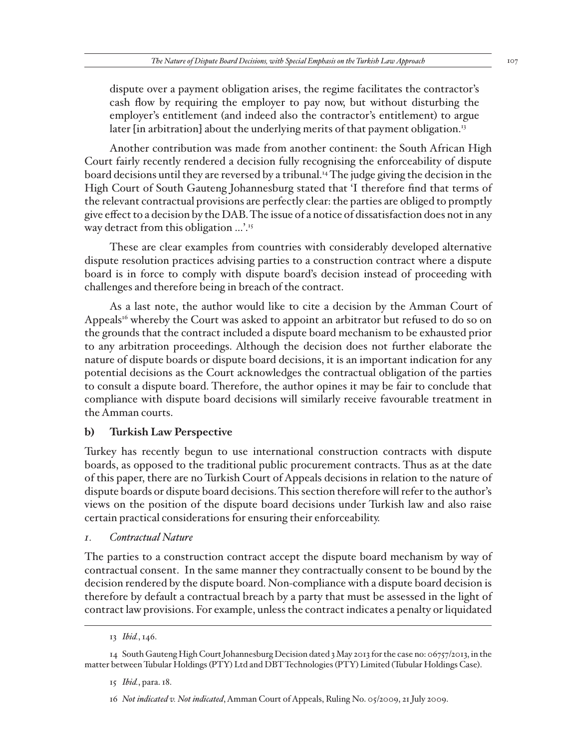dispute over a payment obligation arises, the regime facilitates the contractor's cash flow by requiring the employer to pay now, but without disturbing the employer's entitlement (and indeed also the contractor's entitlement) to argue later [in arbitration] about the underlying merits of that payment obligation.[13]

Another contribution was made from another continent: the South African High Court fairly recently rendered a decision fully recognising the enforceability of dispute board decisions until they are reversed by a tribunal.[14] The judge giving the decision in the High Court of South Gauteng Johannesburg stated that 'I therefore find that terms of the relevant contractual provisions are perfectly clear: the parties are obliged to promptly give effect to a decision by the DAB. The issue of a notice of dissatisfaction does not in any way detract from this obligation ...'.[15]

These are clear examples from countries with considerably developed alternative dispute resolution practices advising parties to a construction contract where a dispute board is in force to comply with dispute board's decision instead of proceeding with challenges and therefore being in breach of the contract.

As a last note, the author would like to cite a decision by the Amman Court of Appeals[16] whereby the Court was asked to appoint an arbitrator but refused to do so on the grounds that the contract included a dispute board mechanism to be exhausted prior to any arbitration proceedings. Although the decision does not further elaborate the nature of dispute boards or dispute board decisions, it is an important indication for any potential decisions as the Court acknowledges the contractual obligation of the parties to consult a dispute board. Therefore, the author opines it may be fair to conclude that compliance with dispute board decisions will similarly receive favourable treatment in the Amman courts.

### b) Turkish Law Perspective

Turkey has recently begun to use international construction contracts with dispute boards, as opposed to the traditional public procurement contracts. Thus as at the date of this paper, there are no Turkish Court of Appeals decisions in relation to the nature of dispute boards or dispute board decisions. This section therefore will refer to the author's views on the position of the dispute board decisions under Turkish law and also raise certain practical considerations for ensuring their enforceability.

#### 1. *Contractual Nature*

The parties to a construction contract accept the dispute board mechanism by way of contractual consent. In the same manner they contractually consent to be bound by the decision rendered by the dispute board. Non-compliance with a dispute board decision is therefore by default a contractual breach by a party that must be assessed in the light of contract law provisions. For example, unless the contract indicates a penalty or liquidated

---

13 *Ibid.*, 146.

14 South Gauteng High Court Johannesburg Decision dated 3 May 2013 for the case no: 06757/2013, in the matter between Tubular Holdings (PTY) Ltd and DBT Technologies (PTY) Limited (Tubular Holdings Case).

15 *Ibid.*, para. 18.

16 *Not indicated v. Not indicated*, Amman Court of Appeals, Ruling No. 05/2009, 21 July 2009.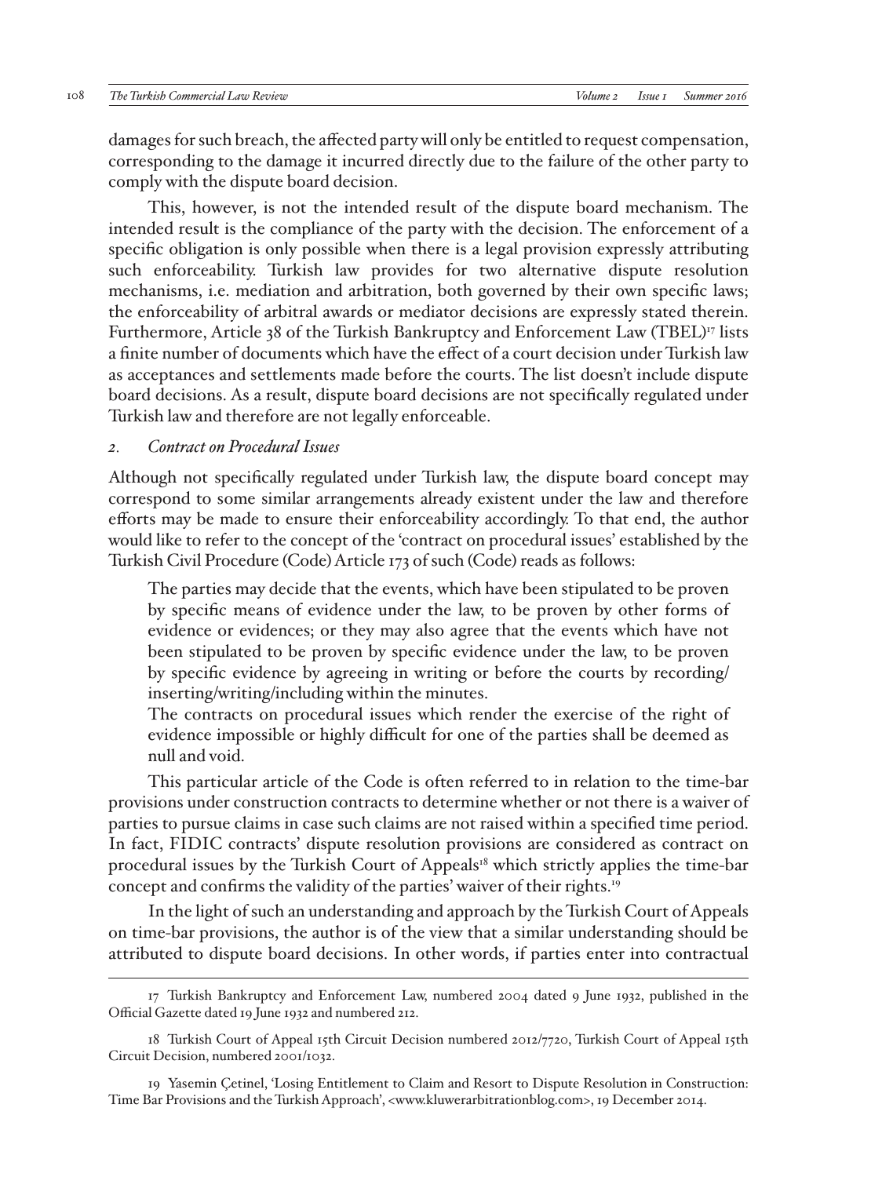damages for such breach, the affected party will only be entitled to request compensation, corresponding to the damage it incurred directly due to the failure of the other party to comply with the dispute board decision.

This, however, is not the intended result of the dispute board mechanism. The intended result is the compliance of the party with the decision. The enforcement of a specific obligation is only possible when there is a legal provision expressly attributing such enforceability. Turkish law provides for two alternative dispute resolution mechanisms, i.e. mediation and arbitration, both governed by their own specific laws; the enforceability of arbitral awards or mediator decisions are expressly stated therein. Furthermore, Article 38 of the Turkish Bankruptcy and Enforcement Law (TBEL)[17] lists a finite number of documents which have the effect of a court decision under Turkish law as acceptances and settlements made before the courts. The list doesn't include dispute board decisions. As a result, dispute board decisions are not specifically regulated under Turkish law and therefore are not legally enforceable.

### 2. *Contract on Procedural Issues*

Although not specifically regulated under Turkish law, the dispute board concept may correspond to some similar arrangements already existent under the law and therefore efforts may be made to ensure their enforceability accordingly. To that end, the author would like to refer to the concept of the 'contract on procedural issues' established by the Turkish Civil Procedure (Code) Article 173 of such (Code) reads as follows:

> The parties may decide that the events, which have been stipulated to be proven by specific means of evidence under the law, to be proven by other forms of evidence or evidences; or they may also agree that the events which have not been stipulated to be proven by specific evidence under the law, to be proven by specific evidence by agreeing in writing or before the courts by recording/inserting/writing/including within the minutes.
>
> The contracts on procedural issues which render the exercise of the right of evidence impossible or highly difficult for one of the parties shall be deemed as null and void.

This particular article of the Code is often referred to in relation to the time-bar provisions under construction contracts to determine whether or not there is a waiver of parties to pursue claims in case such claims are not raised within a specified time period. In fact, FIDIC contracts' dispute resolution provisions are considered as contract on procedural issues by the Turkish Court of Appeals[18] which strictly applies the time-bar concept and confirms the validity of the parties' waiver of their rights.[19]

In the light of such an understanding and approach by the Turkish Court of Appeals on time-bar provisions, the author is of the view that a similar understanding should be attributed to dispute board decisions. In other words, if parties enter into contractual

---

17 Turkish Bankruptcy and Enforcement Law, numbered 2004 dated 9 June 1932, published in the Official Gazette dated 19 June 1932 and numbered 212.

18 Turkish Court of Appeal 15th Circuit Decision numbered 2012/7720, Turkish Court of Appeal 15th Circuit Decision, numbered 2001/1032.

19 Yasemin Çetinel, 'Losing Entitlement to Claim and Resort to Dispute Resolution in Construction: Time Bar Provisions and the Turkish Approach', <www.kluwerarbitrationblog.com>, 19 December 2014.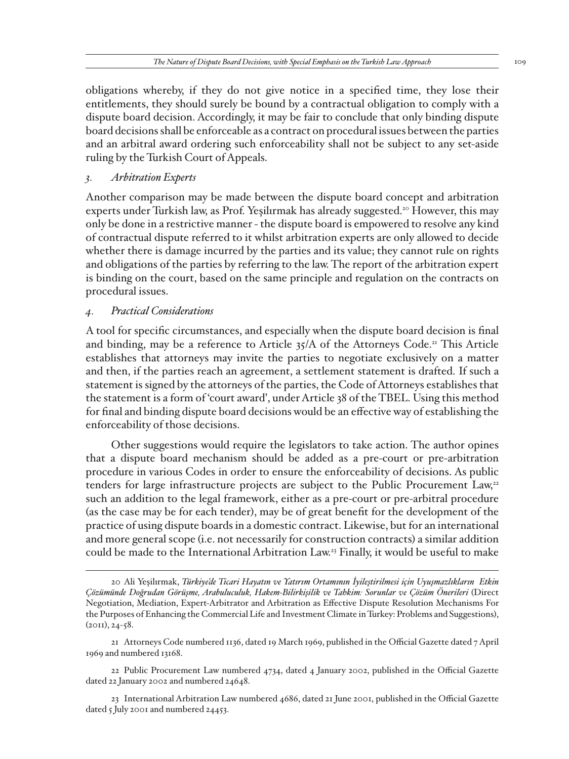obligations whereby, if they do not give notice in a specified time, they lose their entitlements, they should surely be bound by a contractual obligation to comply with a dispute board decision. Accordingly, it may be fair to conclude that only binding dispute board decisions shall be enforceable as a contract on procedural issues between the parties and an arbitral award ordering such enforceability shall not be subject to any set-aside ruling by the Turkish Court of Appeals.

### *3. Arbitration Experts*

Another comparison may be made between the dispute board concept and arbitration experts under Turkish law, as Prof. Yeşilırmak has already suggested.[20] However, this may only be done in a restrictive manner - the dispute board is empowered to resolve any kind of contractual dispute referred to it whilst arbitration experts are only allowed to decide whether there is damage incurred by the parties and its value; they cannot rule on rights and obligations of the parties by referring to the law. The report of the arbitration expert is binding on the court, based on the same principle and regulation on the contracts on procedural issues.

### *4. Practical Considerations*

A tool for specific circumstances, and especially when the dispute board decision is final and binding, may be a reference to Article 35/A of the Attorneys Code.[21] This Article establishes that attorneys may invite the parties to negotiate exclusively on a matter and then, if the parties reach an agreement, a settlement statement is drafted. If such a statement is signed by the attorneys of the parties, the Code of Attorneys establishes that the statement is a form of 'court award', under Article 38 of the TBEL. Using this method for final and binding dispute board decisions would be an effective way of establishing the enforceability of those decisions.

Other suggestions would require the legislators to take action. The author opines that a dispute board mechanism should be added as a pre-court or pre-arbitration procedure in various Codes in order to ensure the enforceability of decisions. As public tenders for large infrastructure projects are subject to the Public Procurement Law,[22] such an addition to the legal framework, either as a pre-court or pre-arbitral procedure (as the case may be for each tender), may be of great benefit for the development of the practice of using dispute boards in a domestic contract. Likewise, but for an international and more general scope (i.e. not necessarily for construction contracts) a similar addition could be made to the International Arbitration Law.[23] Finally, it would be useful to make

---

20 Ali Yeşilırmak, *Türkiye'de Ticari Hayatın ve Yatırım Ortamının İyileştirilmesi için Uyuşmazlıkların Etkin Çözümünde Doğrudan Görüşme, Arabuluculuk, Hakem-Bilirkişilik ve Tahkim: Sorunlar ve Çözüm Önerileri* (Direct Negotiation, Mediation, Expert-Arbitrator and Arbitration as Effective Dispute Resolution Mechanisms For the Purposes of Enhancing the Commercial Life and Investment Climate in Turkey: Problems and Suggestions), (2011), 24-58.

21 Attorneys Code numbered 1136, dated 19 March 1969, published in the Official Gazette dated 7 April 1969 and numbered 13168.

22 Public Procurement Law numbered 4734, dated 4 January 2002, published in the Official Gazette dated 22 January 2002 and numbered 24648.

23 International Arbitration Law numbered 4686, dated 21 June 2001, published in the Official Gazette dated 5 July 2001 and numbered 24453.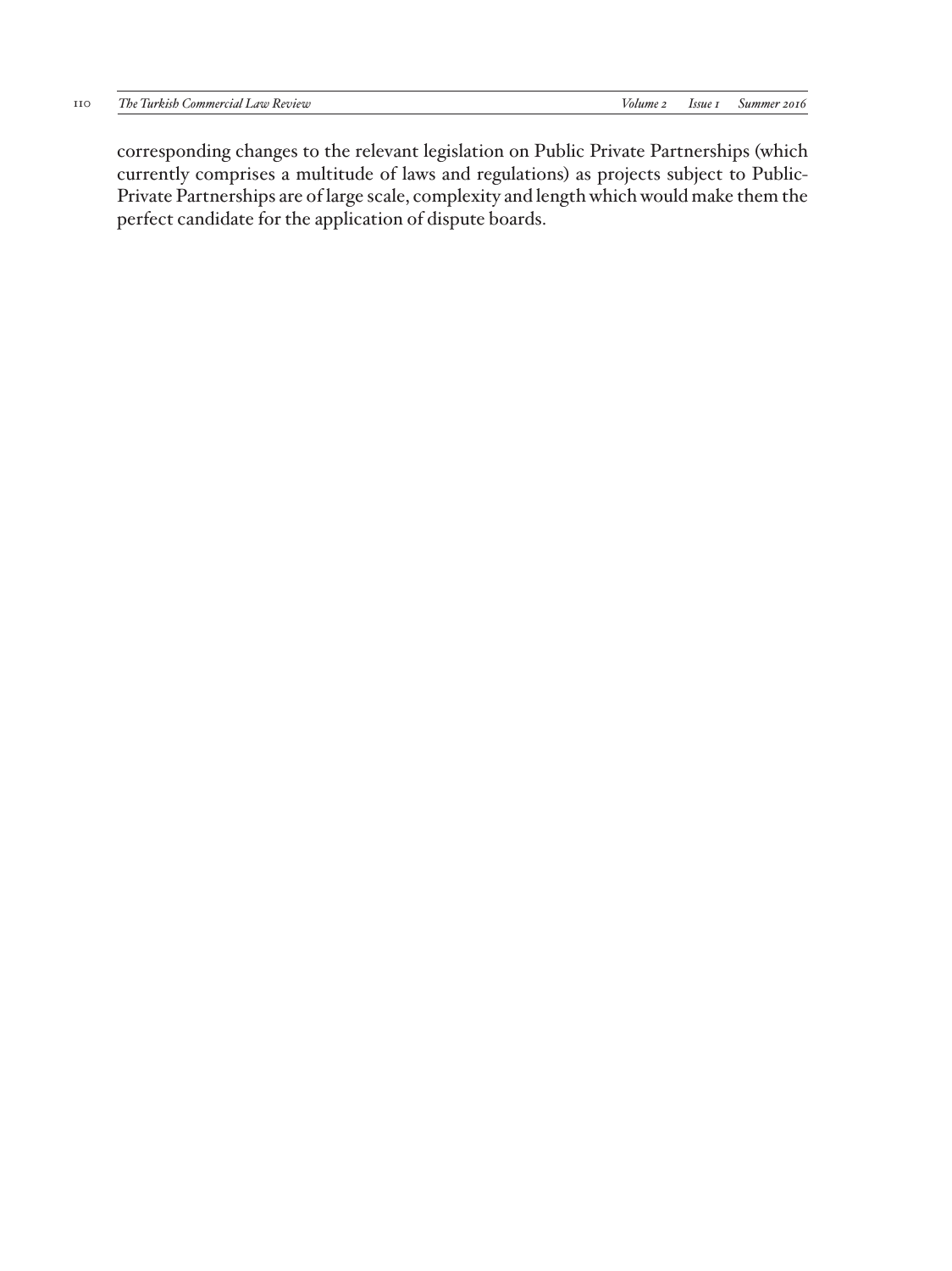corresponding changes to the relevant legislation on Public Private Partnerships (which currently comprises a multitude of laws and regulations) as projects subject to Public-Private Partnerships are of large scale, complexity and length which would make them the perfect candidate for the application of dispute boards.